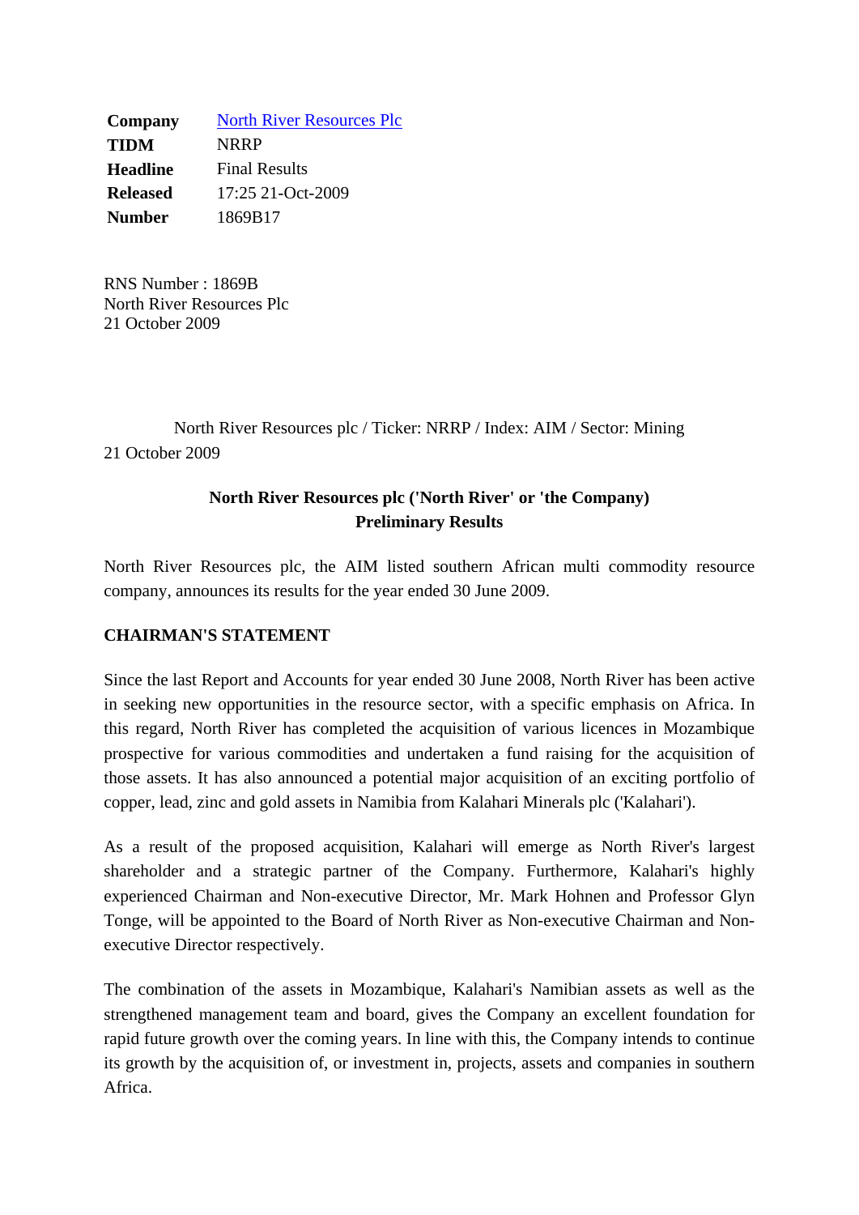| | |
|---|---|
| **Company** | North River Resources Plc |
| **TIDM** | NRRP |
| **Headline** | Final Results |
| **Released** | 17:25 21-Oct-2009 |
| **Number** | 1869B17 |

RNS Number : 1869B
North River Resources Plc
21 October 2009

North River Resources plc / Ticker: NRRP / Index: AIM / Sector: Mining
21 October 2009

**North River Resources plc ('North River' or 'the Company)**
**Preliminary Results**

North River Resources plc, the AIM listed southern African multi commodity resource company, announces its results for the year ended 30 June 2009.

**CHAIRMAN'S STATEMENT**

Since the last Report and Accounts for year ended 30 June 2008, North River has been active in seeking new opportunities in the resource sector, with a specific emphasis on Africa. In this regard, North River has completed the acquisition of various licences in Mozambique prospective for various commodities and undertaken a fund raising for the acquisition of those assets. It has also announced a potential major acquisition of an exciting portfolio of copper, lead, zinc and gold assets in Namibia from Kalahari Minerals plc ('Kalahari').

As a result of the proposed acquisition, Kalahari will emerge as North River's largest shareholder and a strategic partner of the Company. Furthermore, Kalahari's highly experienced Chairman and Non-executive Director, Mr. Mark Hohnen and Professor Glyn Tonge, will be appointed to the Board of North River as Non-executive Chairman and Non-executive Director respectively.

The combination of the assets in Mozambique, Kalahari's Namibian assets as well as the strengthened management team and board, gives the Company an excellent foundation for rapid future growth over the coming years. In line with this, the Company intends to continue its growth by the acquisition of, or investment in, projects, assets and companies in southern Africa.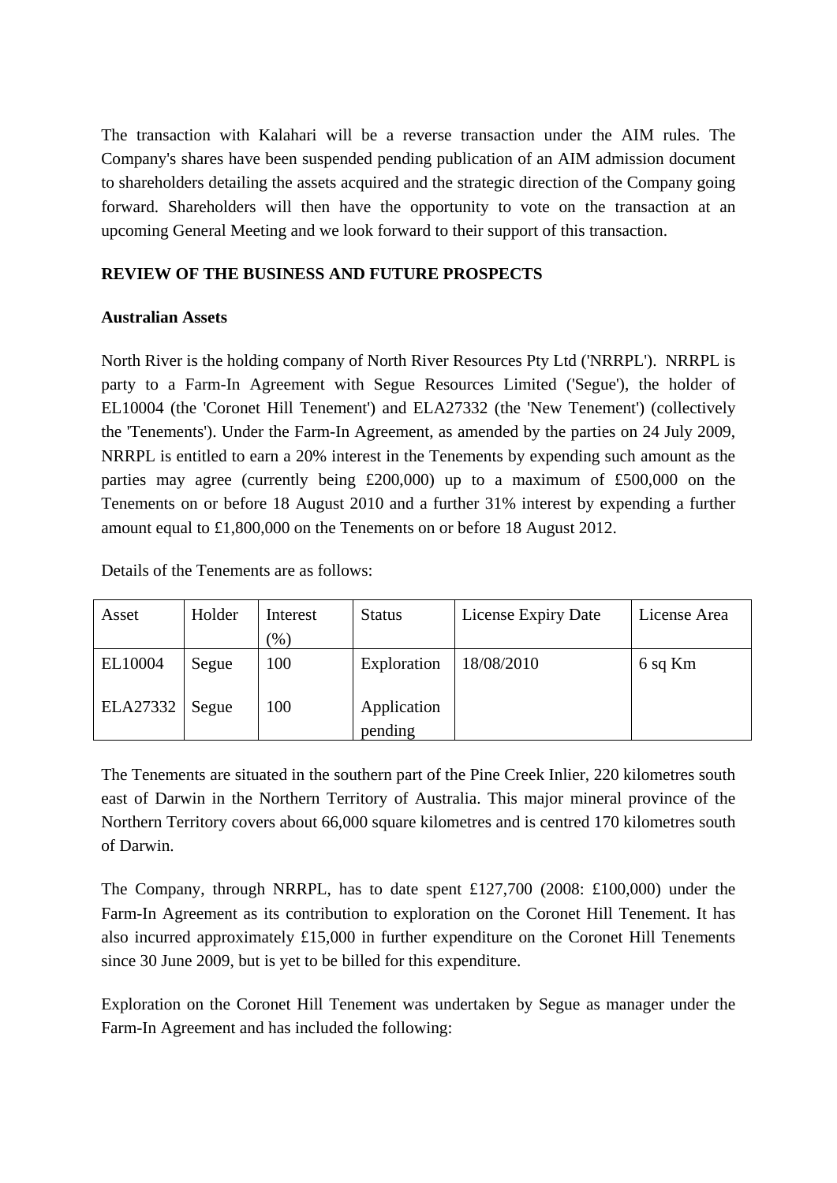The transaction with Kalahari will be a reverse transaction under the AIM rules. The Company's shares have been suspended pending publication of an AIM admission document to shareholders detailing the assets acquired and the strategic direction of the Company going forward. Shareholders will then have the opportunity to vote on the transaction at an upcoming General Meeting and we look forward to their support of this transaction.

**REVIEW OF THE BUSINESS AND FUTURE PROSPECTS**

**Australian Assets**

North River is the holding company of North River Resources Pty Ltd ('NRRPL'). NRRPL is party to a Farm-In Agreement with Segue Resources Limited ('Segue'), the holder of EL10004 (the 'Coronet Hill Tenement') and ELA27332 (the 'New Tenement') (collectively the 'Tenements'). Under the Farm-In Agreement, as amended by the parties on 24 July 2009, NRRPL is entitled to earn a 20% interest in the Tenements by expending such amount as the parties may agree (currently being £200,000) up to a maximum of £500,000 on the Tenements on or before 18 August 2010 and a further 31% interest by expending a further amount equal to £1,800,000 on the Tenements on or before 18 August 2012.

Details of the Tenements are as follows:

| Asset | Holder | Interest (%) | Status | License Expiry Date | License Area |
|---|---|---|---|---|---|
| EL10004 | Segue | 100 | Exploration | 18/08/2010 | 6 sq Km |
| ELA27332 | Segue | 100 | Application pending | | |

The Tenements are situated in the southern part of the Pine Creek Inlier, 220 kilometres south east of Darwin in the Northern Territory of Australia. This major mineral province of the Northern Territory covers about 66,000 square kilometres and is centred 170 kilometres south of Darwin.

The Company, through NRRPL, has to date spent £127,700 (2008: £100,000) under the Farm-In Agreement as its contribution to exploration on the Coronet Hill Tenement. It has also incurred approximately £15,000 in further expenditure on the Coronet Hill Tenements since 30 June 2009, but is yet to be billed for this expenditure.

Exploration on the Coronet Hill Tenement was undertaken by Segue as manager under the Farm-In Agreement and has included the following: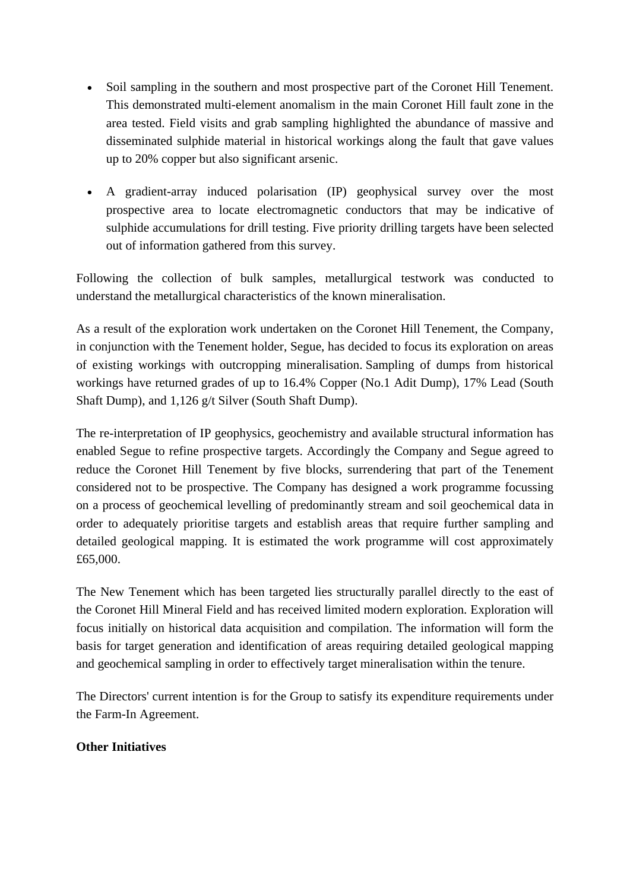- Soil sampling in the southern and most prospective part of the Coronet Hill Tenement. This demonstrated multi-element anomalism in the main Coronet Hill fault zone in the area tested. Field visits and grab sampling highlighted the abundance of massive and disseminated sulphide material in historical workings along the fault that gave values up to 20% copper but also significant arsenic.

- A gradient-array induced polarisation (IP) geophysical survey over the most prospective area to locate electromagnetic conductors that may be indicative of sulphide accumulations for drill testing. Five priority drilling targets have been selected out of information gathered from this survey.

Following the collection of bulk samples, metallurgical testwork was conducted to understand the metallurgical characteristics of the known mineralisation.

As a result of the exploration work undertaken on the Coronet Hill Tenement, the Company, in conjunction with the Tenement holder, Segue, has decided to focus its exploration on areas of existing workings with outcropping mineralisation. Sampling of dumps from historical workings have returned grades of up to 16.4% Copper (No.1 Adit Dump), 17% Lead (South Shaft Dump), and 1,126 g/t Silver (South Shaft Dump).

The re-interpretation of IP geophysics, geochemistry and available structural information has enabled Segue to refine prospective targets. Accordingly the Company and Segue agreed to reduce the Coronet Hill Tenement by five blocks, surrendering that part of the Tenement considered not to be prospective. The Company has designed a work programme focussing on a process of geochemical levelling of predominantly stream and soil geochemical data in order to adequately prioritise targets and establish areas that require further sampling and detailed geological mapping. It is estimated the work programme will cost approximately £65,000.

The New Tenement which has been targeted lies structurally parallel directly to the east of the Coronet Hill Mineral Field and has received limited modern exploration. Exploration will focus initially on historical data acquisition and compilation. The information will form the basis for target generation and identification of areas requiring detailed geological mapping and geochemical sampling in order to effectively target mineralisation within the tenure.

The Directors' current intention is for the Group to satisfy its expenditure requirements under the Farm-In Agreement.

**Other Initiatives**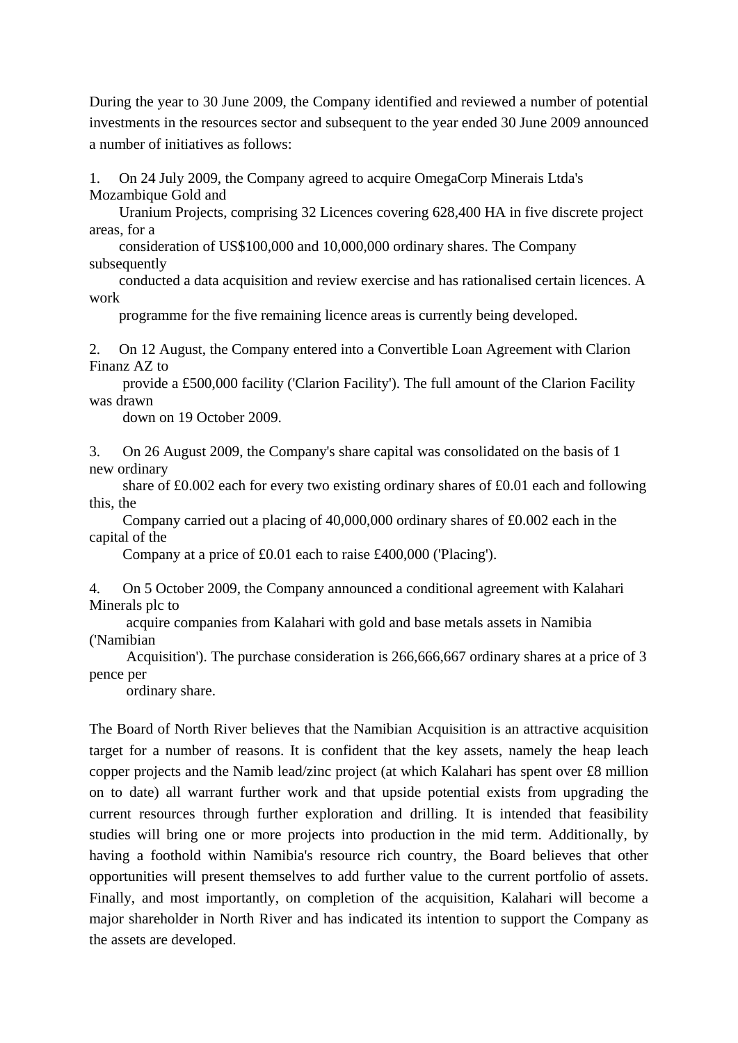During the year to 30 June 2009, the Company identified and reviewed a number of potential investments in the resources sector and subsequent to the year ended 30 June 2009 announced a number of initiatives as follows:

1. On 24 July 2009, the Company agreed to acquire OmegaCorp Minerais Ltda's Mozambique Gold and Uranium Projects, comprising 32 Licences covering 628,400 HA in five discrete project areas, for a consideration of US$100,000 and 10,000,000 ordinary shares. The Company subsequently conducted a data acquisition and review exercise and has rationalised certain licences. A work programme for the five remaining licence areas is currently being developed.

2. On 12 August, the Company entered into a Convertible Loan Agreement with Clarion Finanz AZ to provide a £500,000 facility ('Clarion Facility'). The full amount of the Clarion Facility was drawn down on 19 October 2009.

3. On 26 August 2009, the Company's share capital was consolidated on the basis of 1 new ordinary share of £0.002 each for every two existing ordinary shares of £0.01 each and following this, the Company carried out a placing of 40,000,000 ordinary shares of £0.002 each in the capital of the Company at a price of £0.01 each to raise £400,000 ('Placing').

4. On 5 October 2009, the Company announced a conditional agreement with Kalahari Minerals plc to acquire companies from Kalahari with gold and base metals assets in Namibia ('Namibian Acquisition'). The purchase consideration is 266,666,667 ordinary shares at a price of 3 pence per ordinary share.

The Board of North River believes that the Namibian Acquisition is an attractive acquisition target for a number of reasons. It is confident that the key assets, namely the heap leach copper projects and the Namib lead/zinc project (at which Kalahari has spent over £8 million on to date) all warrant further work and that upside potential exists from upgrading the current resources through further exploration and drilling. It is intended that feasibility studies will bring one or more projects into production in the mid term. Additionally, by having a foothold within Namibia's resource rich country, the Board believes that other opportunities will present themselves to add further value to the current portfolio of assets. Finally, and most importantly, on completion of the acquisition, Kalahari will become a major shareholder in North River and has indicated its intention to support the Company as the assets are developed.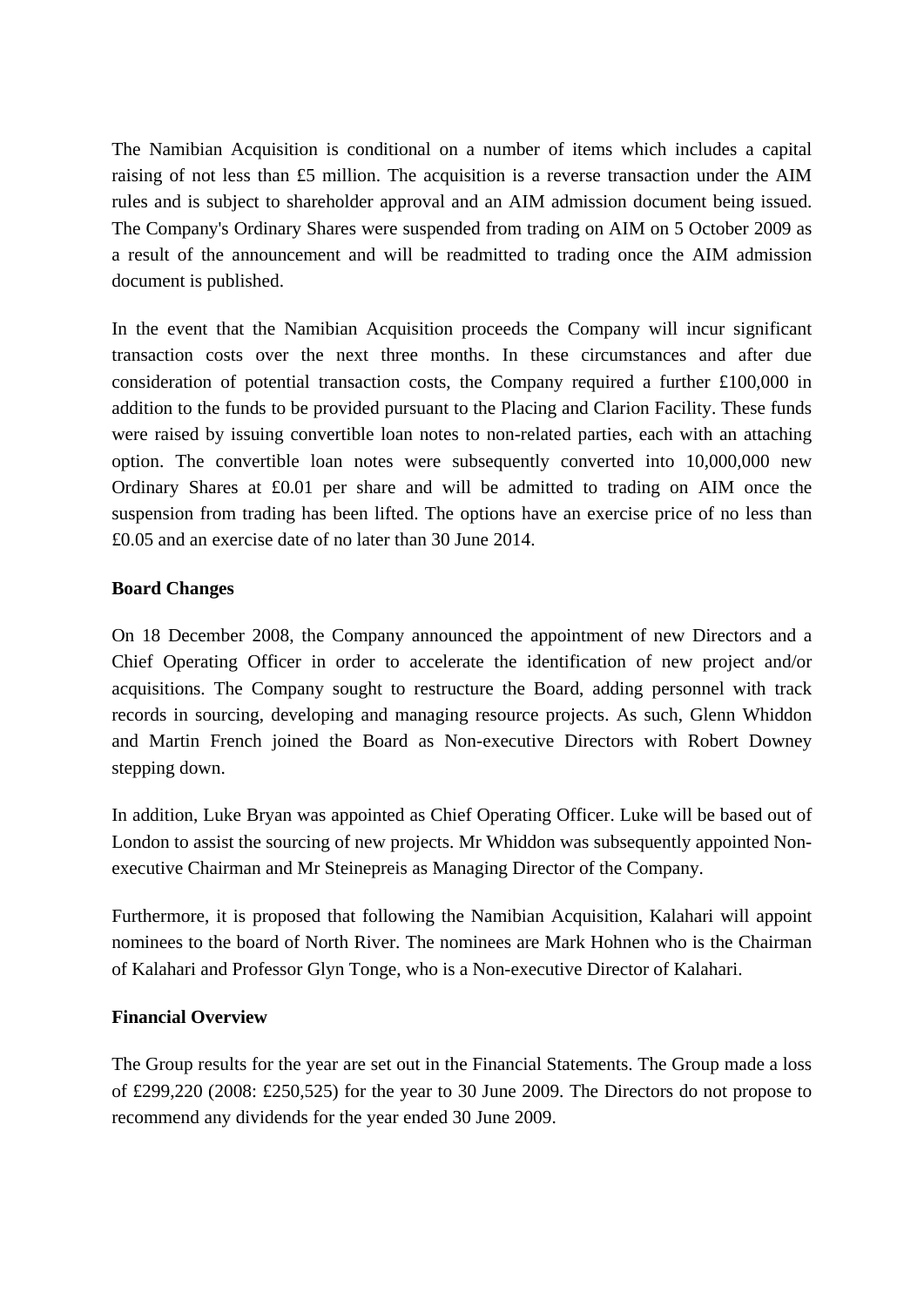The Namibian Acquisition is conditional on a number of items which includes a capital raising of not less than £5 million. The acquisition is a reverse transaction under the AIM rules and is subject to shareholder approval and an AIM admission document being issued. The Company's Ordinary Shares were suspended from trading on AIM on 5 October 2009 as a result of the announcement and will be readmitted to trading once the AIM admission document is published.

In the event that the Namibian Acquisition proceeds the Company will incur significant transaction costs over the next three months. In these circumstances and after due consideration of potential transaction costs, the Company required a further £100,000 in addition to the funds to be provided pursuant to the Placing and Clarion Facility. These funds were raised by issuing convertible loan notes to non-related parties, each with an attaching option. The convertible loan notes were subsequently converted into 10,000,000 new Ordinary Shares at £0.01 per share and will be admitted to trading on AIM once the suspension from trading has been lifted. The options have an exercise price of no less than £0.05 and an exercise date of no later than 30 June 2014.

**Board Changes**

On 18 December 2008, the Company announced the appointment of new Directors and a Chief Operating Officer in order to accelerate the identification of new project and/or acquisitions. The Company sought to restructure the Board, adding personnel with track records in sourcing, developing and managing resource projects. As such, Glenn Whiddon and Martin French joined the Board as Non-executive Directors with Robert Downey stepping down.

In addition, Luke Bryan was appointed as Chief Operating Officer. Luke will be based out of London to assist the sourcing of new projects. Mr Whiddon was subsequently appointed Non-executive Chairman and Mr Steinepreis as Managing Director of the Company.

Furthermore, it is proposed that following the Namibian Acquisition, Kalahari will appoint nominees to the board of North River. The nominees are Mark Hohnen who is the Chairman of Kalahari and Professor Glyn Tonge, who is a Non-executive Director of Kalahari.

**Financial Overview**

The Group results for the year are set out in the Financial Statements. The Group made a loss of £299,220 (2008: £250,525) for the year to 30 June 2009. The Directors do not propose to recommend any dividends for the year ended 30 June 2009.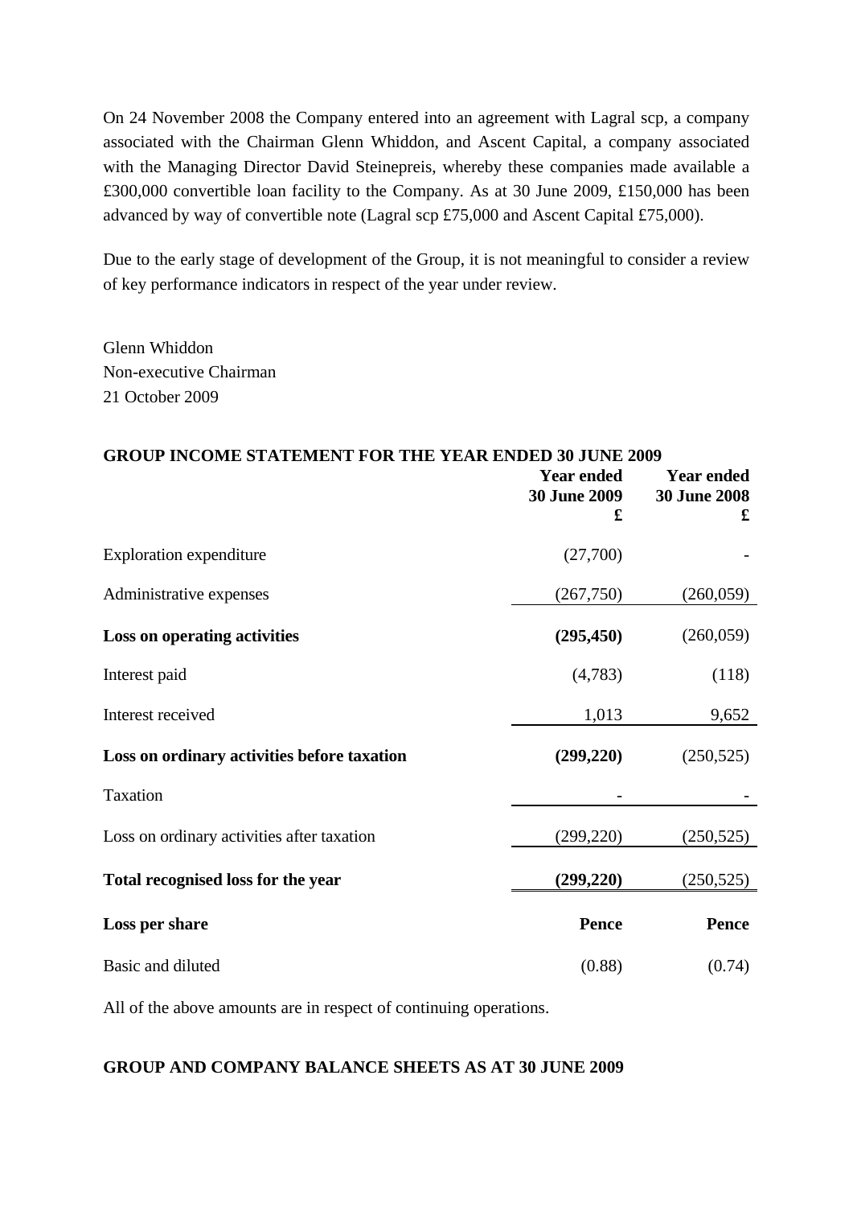On 24 November 2008 the Company entered into an agreement with Lagral scp, a company associated with the Chairman Glenn Whiddon, and Ascent Capital, a company associated with the Managing Director David Steinepreis, whereby these companies made available a £300,000 convertible loan facility to the Company. As at 30 June 2009, £150,000 has been advanced by way of convertible note (Lagral scp £75,000 and Ascent Capital £75,000).

Due to the early stage of development of the Group, it is not meaningful to consider a review of key performance indicators in respect of the year under review.

Glenn Whiddon
Non-executive Chairman
21 October 2009

## GROUP INCOME STATEMENT FOR THE YEAR ENDED 30 JUNE 2009

| | Year ended 30 June 2009 £ | Year ended 30 June 2008 £ |
|---|---|---|
| Exploration expenditure | (27,700) | - |
| Administrative expenses | (267,750) | (260,059) |
| **Loss on operating activities** | **(295,450)** | (260,059) |
| Interest paid | (4,783) | (118) |
| Interest received | 1,013 | 9,652 |
| **Loss on ordinary activities before taxation** | **(299,220)** | (250,525) |
| Taxation | - | - |
| Loss on ordinary activities after taxation | (299,220) | (250,525) |
| **Total recognised loss for the year** | **(299,220)** | (250,525) |
| **Loss per share** | **Pence** | **Pence** |
| Basic and diluted | (0.88) | (0.74) |

All of the above amounts are in respect of continuing operations.

## GROUP AND COMPANY BALANCE SHEETS AS AT 30 JUNE 2009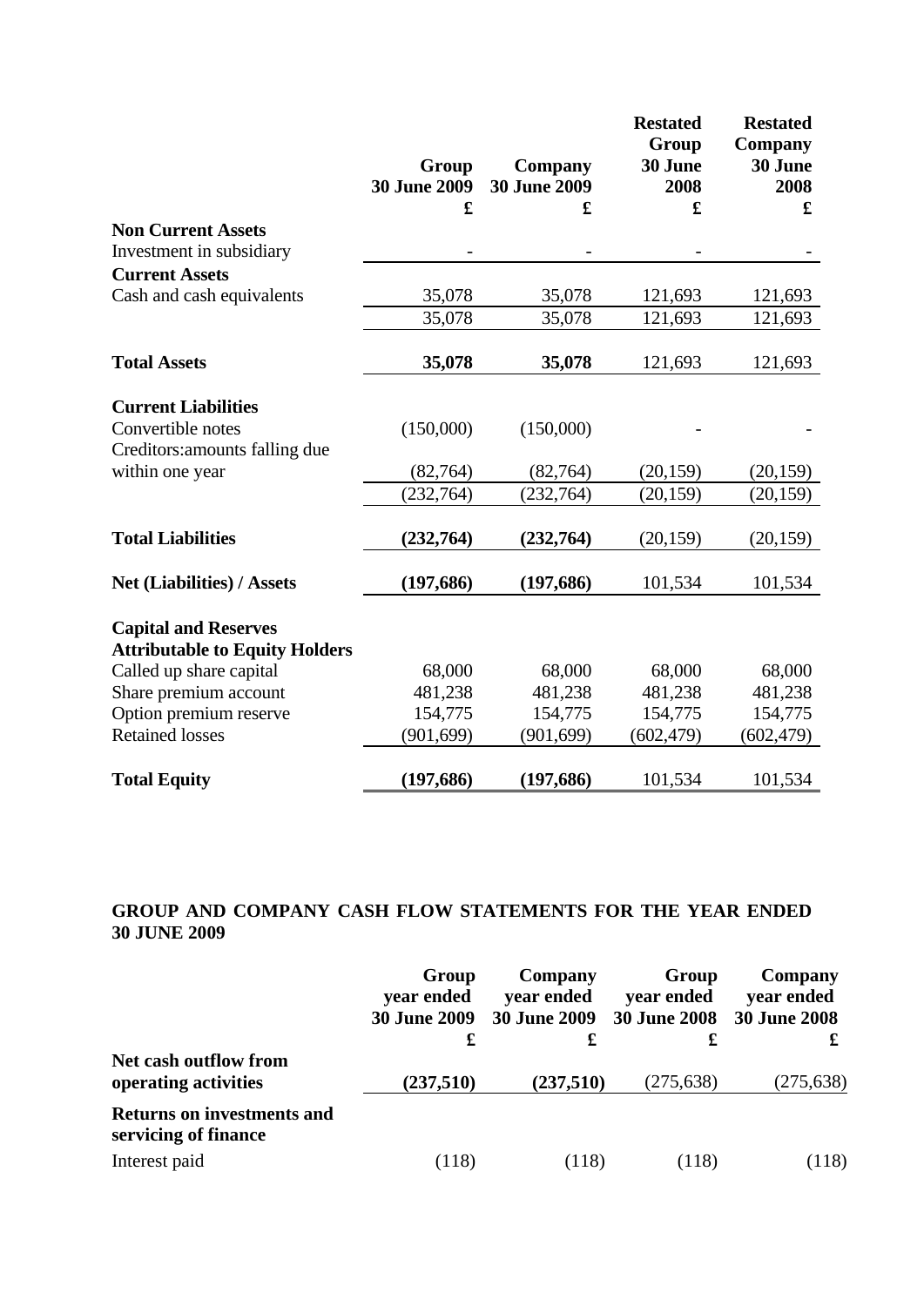| | Group 30 June 2009 £ | Company 30 June 2009 £ | Restated Group 30 June 2008 £ | Restated Company 30 June 2008 £ |
|---|---|---|---|---|
| **Non Current Assets** | | | | |
| Investment in subsidiary | - | - | - | - |
| **Current Assets** | | | | |
| Cash and cash equivalents | 35,078 | 35,078 | 121,693 | 121,693 |
| | 35,078 | 35,078 | 121,693 | 121,693 |
| **Total Assets** | **35,078** | **35,078** | 121,693 | 121,693 |
| **Current Liabilities** | | | | |
| Convertible notes | (150,000) | (150,000) | - | - |
| Creditors:amounts falling due within one year | (82,764) | (82,764) | (20,159) | (20,159) |
| | (232,764) | (232,764) | (20,159) | (20,159) |
| **Total Liabilities** | **(232,764)** | **(232,764)** | (20,159) | (20,159) |
| **Net (Liabilities) / Assets** | **(197,686)** | **(197,686)** | 101,534 | 101,534 |
| **Capital and Reserves Attributable to Equity Holders** | | | | |
| Called up share capital | 68,000 | 68,000 | 68,000 | 68,000 |
| Share premium account | 481,238 | 481,238 | 481,238 | 481,238 |
| Option premium reserve | 154,775 | 154,775 | 154,775 | 154,775 |
| Retained losses | (901,699) | (901,699) | (602,479) | (602,479) |
| **Total Equity** | **(197,686)** | **(197,686)** | 101,534 | 101,534 |

## GROUP AND COMPANY CASH FLOW STATEMENTS FOR THE YEAR ENDED 30 JUNE 2009

| | Group year ended 30 June 2009 £ | Company year ended 30 June 2009 £ | Group year ended 30 June 2008 £ | Company year ended 30 June 2008 £ |
|---|---|---|---|---|
| **Net cash outflow from operating activities** | **(237,510)** | **(237,510)** | (275,638) | (275,638) |
| **Returns on investments and servicing of finance** | | | | |
| Interest paid | (118) | (118) | (118) | (118) |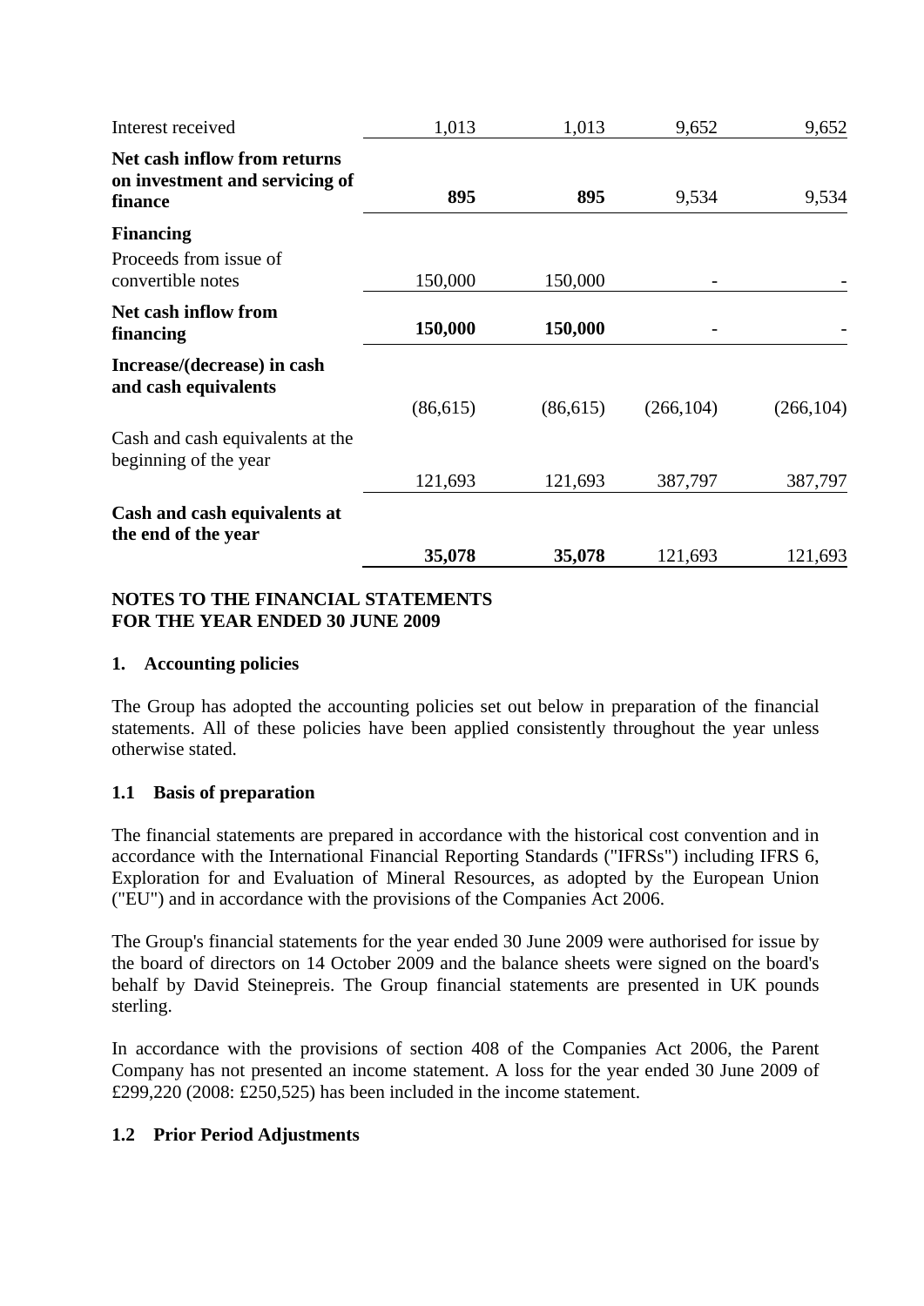| | | | | |
|---|---|---|---|---|
| Interest received | 1,013 | 1,013 | 9,652 | 9,652 |
| **Net cash inflow from returns on investment and servicing of finance** | **895** | **895** | 9,534 | 9,534 |
| **Financing** | | | | |
| Proceeds from issue of convertible notes | 150,000 | 150,000 | - | - |
| **Net cash inflow from financing** | **150,000** | **150,000** | **-** | **-** |
| **Increase/(decrease) in cash and cash equivalents** | (86,615) | (86,615) | (266,104) | (266,104) |
| Cash and cash equivalents at the beginning of the year | 121,693 | 121,693 | 387,797 | 387,797 |
| **Cash and cash equivalents at the end of the year** | **35,078** | **35,078** | 121,693 | 121,693 |

## NOTES TO THE FINANCIAL STATEMENTS FOR THE YEAR ENDED 30 JUNE 2009

### 1. Accounting policies

The Group has adopted the accounting policies set out below in preparation of the financial statements. All of these policies have been applied consistently throughout the year unless otherwise stated.

### 1.1 Basis of preparation

The financial statements are prepared in accordance with the historical cost convention and in accordance with the International Financial Reporting Standards ("IFRSs") including IFRS 6, Exploration for and Evaluation of Mineral Resources, as adopted by the European Union ("EU") and in accordance with the provisions of the Companies Act 2006.

The Group's financial statements for the year ended 30 June 2009 were authorised for issue by the board of directors on 14 October 2009 and the balance sheets were signed on the board's behalf by David Steinepreis. The Group financial statements are presented in UK pounds sterling.

In accordance with the provisions of section 408 of the Companies Act 2006, the Parent Company has not presented an income statement. A loss for the year ended 30 June 2009 of £299,220 (2008: £250,525) has been included in the income statement.

### 1.2 Prior Period Adjustments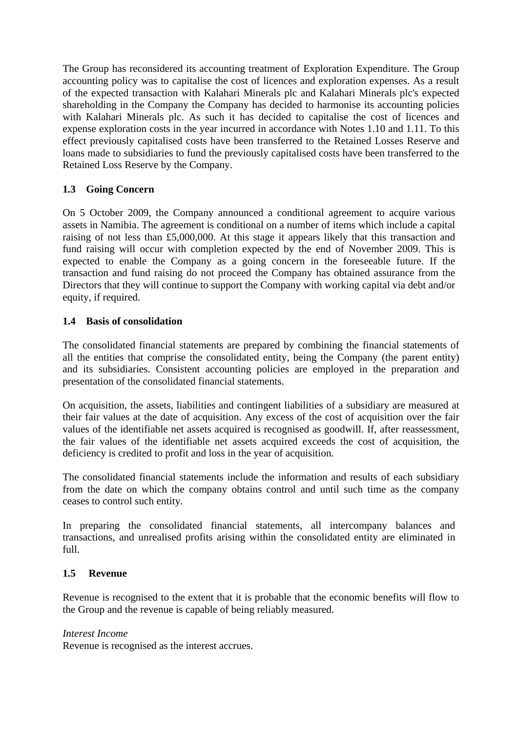The Group has reconsidered its accounting treatment of Exploration Expenditure. The Group accounting policy was to capitalise the cost of licences and exploration expenses. As a result of the expected transaction with Kalahari Minerals plc and Kalahari Minerals plc's expected shareholding in the Company the Company has decided to harmonise its accounting policies with Kalahari Minerals plc. As such it has decided to capitalise the cost of licences and expense exploration costs in the year incurred in accordance with Notes 1.10 and 1.11. To this effect previously capitalised costs have been transferred to the Retained Losses Reserve and loans made to subsidiaries to fund the previously capitalised costs have been transferred to the Retained Loss Reserve by the Company.

### 1.3 Going Concern

On 5 October 2009, the Company announced a conditional agreement to acquire various assets in Namibia. The agreement is conditional on a number of items which include a capital raising of not less than £5,000,000. At this stage it appears likely that this transaction and fund raising will occur with completion expected by the end of November 2009. This is expected to enable the Company as a going concern in the foreseeable future. If the transaction and fund raising do not proceed the Company has obtained assurance from the Directors that they will continue to support the Company with working capital via debt and/or equity, if required.

### 1.4 Basis of consolidation

The consolidated financial statements are prepared by combining the financial statements of all the entities that comprise the consolidated entity, being the Company (the parent entity) and its subsidiaries. Consistent accounting policies are employed in the preparation and presentation of the consolidated financial statements.

On acquisition, the assets, liabilities and contingent liabilities of a subsidiary are measured at their fair values at the date of acquisition. Any excess of the cost of acquisition over the fair values of the identifiable net assets acquired is recognised as goodwill. If, after reassessment, the fair values of the identifiable net assets acquired exceeds the cost of acquisition, the deficiency is credited to profit and loss in the year of acquisition.

The consolidated financial statements include the information and results of each subsidiary from the date on which the company obtains control and until such time as the company ceases to control such entity.

In preparing the consolidated financial statements, all intercompany balances and transactions, and unrealised profits arising within the consolidated entity are eliminated in full.

### 1.5 Revenue

Revenue is recognised to the extent that it is probable that the economic benefits will flow to the Group and the revenue is capable of being reliably measured.

*Interest Income*
Revenue is recognised as the interest accrues.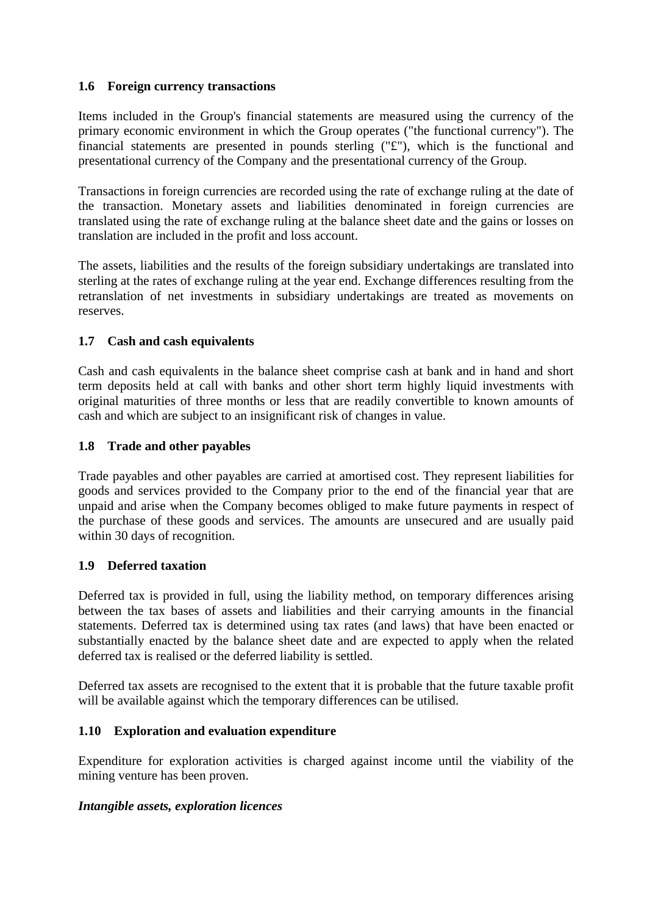### 1.6 Foreign currency transactions

Items included in the Group's financial statements are measured using the currency of the primary economic environment in which the Group operates ("the functional currency"). The financial statements are presented in pounds sterling ("£"), which is the functional and presentational currency of the Company and the presentational currency of the Group.

Transactions in foreign currencies are recorded using the rate of exchange ruling at the date of the transaction. Monetary assets and liabilities denominated in foreign currencies are translated using the rate of exchange ruling at the balance sheet date and the gains or losses on translation are included in the profit and loss account.

The assets, liabilities and the results of the foreign subsidiary undertakings are translated into sterling at the rates of exchange ruling at the year end. Exchange differences resulting from the retranslation of net investments in subsidiary undertakings are treated as movements on reserves.

### 1.7 Cash and cash equivalents

Cash and cash equivalents in the balance sheet comprise cash at bank and in hand and short term deposits held at call with banks and other short term highly liquid investments with original maturities of three months or less that are readily convertible to known amounts of cash and which are subject to an insignificant risk of changes in value.

### 1.8 Trade and other payables

Trade payables and other payables are carried at amortised cost. They represent liabilities for goods and services provided to the Company prior to the end of the financial year that are unpaid and arise when the Company becomes obliged to make future payments in respect of the purchase of these goods and services. The amounts are unsecured and are usually paid within 30 days of recognition.

### 1.9 Deferred taxation

Deferred tax is provided in full, using the liability method, on temporary differences arising between the tax bases of assets and liabilities and their carrying amounts in the financial statements. Deferred tax is determined using tax rates (and laws) that have been enacted or substantially enacted by the balance sheet date and are expected to apply when the related deferred tax is realised or the deferred liability is settled.

Deferred tax assets are recognised to the extent that it is probable that the future taxable profit will be available against which the temporary differences can be utilised.

### 1.10 Exploration and evaluation expenditure

Expenditure for exploration activities is charged against income until the viability of the mining venture has been proven.

***Intangible assets, exploration licences***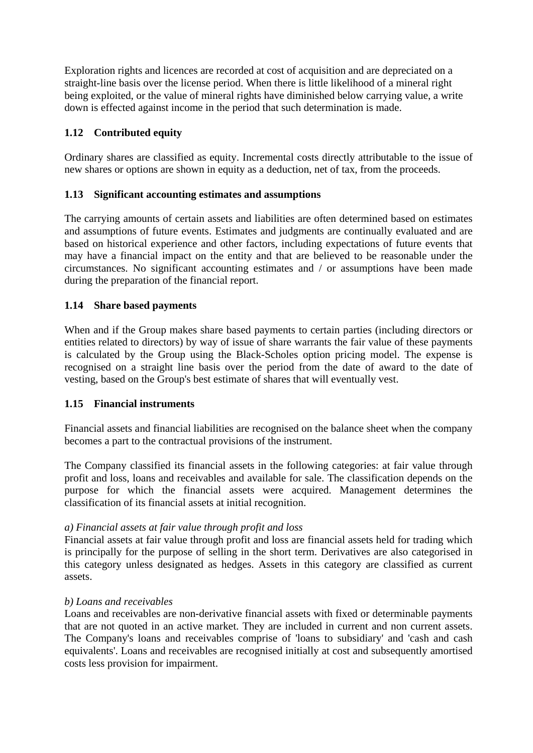Exploration rights and licences are recorded at cost of acquisition and are depreciated on a straight-line basis over the license period. When there is little likelihood of a mineral right being exploited, or the value of mineral rights have diminished below carrying value, a write down is effected against income in the period that such determination is made.

### 1.12 Contributed equity

Ordinary shares are classified as equity. Incremental costs directly attributable to the issue of new shares or options are shown in equity as a deduction, net of tax, from the proceeds.

### 1.13 Significant accounting estimates and assumptions

The carrying amounts of certain assets and liabilities are often determined based on estimates and assumptions of future events. Estimates and judgments are continually evaluated and are based on historical experience and other factors, including expectations of future events that may have a financial impact on the entity and that are believed to be reasonable under the circumstances. No significant accounting estimates and / or assumptions have been made during the preparation of the financial report.

### 1.14 Share based payments

When and if the Group makes share based payments to certain parties (including directors or entities related to directors) by way of issue of share warrants the fair value of these payments is calculated by the Group using the Black-Scholes option pricing model. The expense is recognised on a straight line basis over the period from the date of award to the date of vesting, based on the Group's best estimate of shares that will eventually vest.

### 1.15 Financial instruments

Financial assets and financial liabilities are recognised on the balance sheet when the company becomes a part to the contractual provisions of the instrument.

The Company classified its financial assets in the following categories: at fair value through profit and loss, loans and receivables and available for sale. The classification depends on the purpose for which the financial assets were acquired. Management determines the classification of its financial assets at initial recognition.

*a) Financial assets at fair value through profit and loss*
Financial assets at fair value through profit and loss are financial assets held for trading which is principally for the purpose of selling in the short term. Derivatives are also categorised in this category unless designated as hedges. Assets in this category are classified as current assets.

*b) Loans and receivables*
Loans and receivables are non-derivative financial assets with fixed or determinable payments that are not quoted in an active market. They are included in current and non current assets. The Company's loans and receivables comprise of 'loans to subsidiary' and 'cash and cash equivalents'. Loans and receivables are recognised initially at cost and subsequently amortised costs less provision for impairment.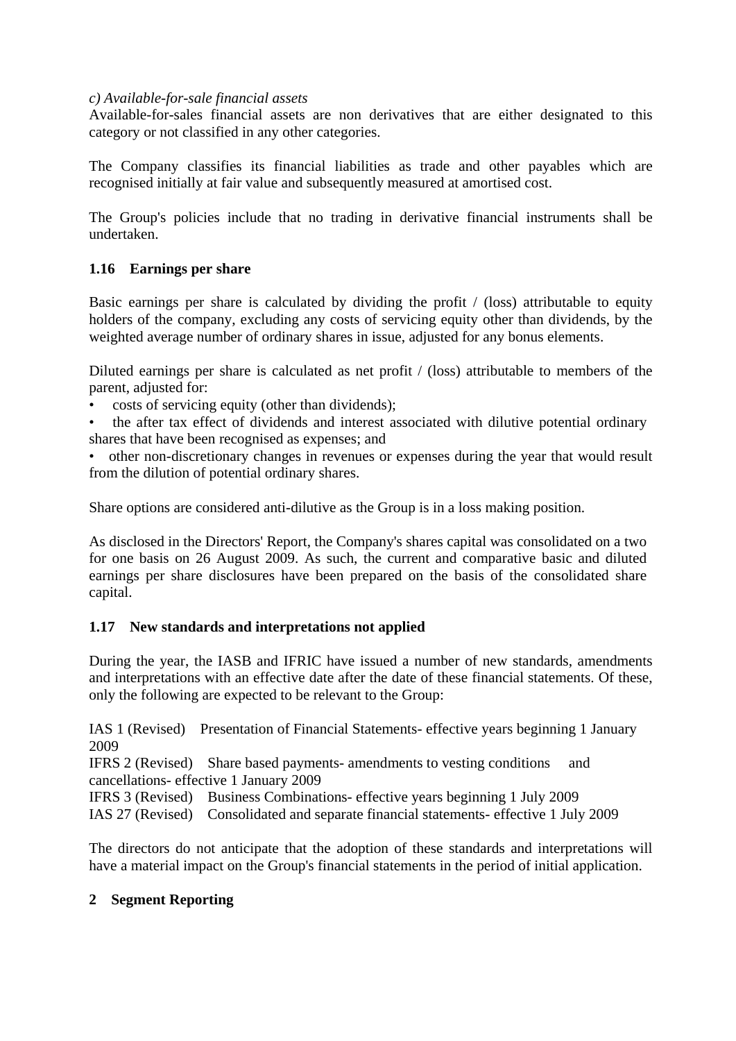*c) Available-for-sale financial assets*
Available-for-sales financial assets are non derivatives that are either designated to this category or not classified in any other categories.

The Company classifies its financial liabilities as trade and other payables which are recognised initially at fair value and subsequently measured at amortised cost.

The Group's policies include that no trading in derivative financial instruments shall be undertaken.

### 1.16 Earnings per share

Basic earnings per share is calculated by dividing the profit / (loss) attributable to equity holders of the company, excluding any costs of servicing equity other than dividends, by the weighted average number of ordinary shares in issue, adjusted for any bonus elements.

Diluted earnings per share is calculated as net profit / (loss) attributable to members of the parent, adjusted for:

- costs of servicing equity (other than dividends);
- the after tax effect of dividends and interest associated with dilutive potential ordinary shares that have been recognised as expenses; and
- other non-discretionary changes in revenues or expenses during the year that would result from the dilution of potential ordinary shares.

Share options are considered anti-dilutive as the Group is in a loss making position.

As disclosed in the Directors' Report, the Company's shares capital was consolidated on a two for one basis on 26 August 2009. As such, the current and comparative basic and diluted earnings per share disclosures have been prepared on the basis of the consolidated share capital.

### 1.17 New standards and interpretations not applied

During the year, the IASB and IFRIC have issued a number of new standards, amendments and interpretations with an effective date after the date of these financial statements. Of these, only the following are expected to be relevant to the Group:

IAS 1 (Revised) Presentation of Financial Statements- effective years beginning 1 January 2009
IFRS 2 (Revised) Share based payments- amendments to vesting conditions and cancellations- effective 1 January 2009
IFRS 3 (Revised) Business Combinations- effective years beginning 1 July 2009
IAS 27 (Revised) Consolidated and separate financial statements- effective 1 July 2009

The directors do not anticipate that the adoption of these standards and interpretations will have a material impact on the Group's financial statements in the period of initial application.

## 2 Segment Reporting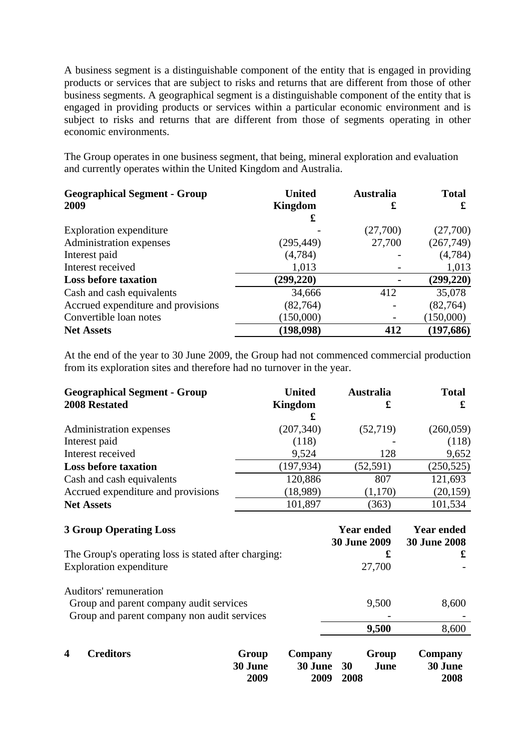A business segment is a distinguishable component of the entity that is engaged in providing products or services that are subject to risks and returns that are different from those of other business segments. A geographical segment is a distinguishable component of the entity that is engaged in providing products or services within a particular economic environment and is subject to risks and returns that are different from those of segments operating in other economic environments.

The Group operates in one business segment, that being, mineral exploration and evaluation and currently operates within the United Kingdom and Australia.

| **Geographical Segment - Group 2009** | **United Kingdom £** | **Australia £** | **Total £** |
|---|---|---|---|
| Exploration expenditure | - | (27,700) | (27,700) |
| Administration expenses | (295,449) | 27,700 | (267,749) |
| Interest paid | (4,784) | - | (4,784) |
| Interest received | 1,013 | - | 1,013 |
| **Loss before taxation** | **(299,220)** | **-** | **(299,220)** |
| Cash and cash equivalents | 34,666 | 412 | 35,078 |
| Accrued expenditure and provisions | (82,764) | - | (82,764) |
| Convertible loan notes | (150,000) | - | (150,000) |
| **Net Assets** | **(198,098)** | **412** | **(197,686)** |

At the end of the year to 30 June 2009, the Group had not commenced commercial production from its exploration sites and therefore had no turnover in the year.

| **Geographical Segment - Group 2008 Restated** | **United Kingdom £** | **Australia £** | **Total £** |
|---|---|---|---|
| Administration expenses | (207,340) | (52,719) | (260,059) |
| Interest paid | (118) | - | (118) |
| Interest received | 9,524 | 128 | 9,652 |
| **Loss before taxation** | (197,934) | (52,591) | (250,525) |
| Cash and cash equivalents | 120,886 | 807 | 121,693 |
| Accrued expenditure and provisions | (18,989) | (1,170) | (20,159) |
| **Net Assets** | 101,897 | (363) | 101,534 |

### 3 Group Operating Loss

| | **Year ended 30 June 2009 £** | **Year ended 30 June 2008 £** |
|---|---|---|
| The Group's operating loss is stated after charging: | | |
| Exploration expenditure | 27,700 | - |
| | | |
| Auditors' remuneration | | |
| Group and parent company audit services | 9,500 | 8,600 |
| Group and parent company non audit services | - | - |
| | **9,500** | 8,600 |

### 4 Creditors

| | **Group 30 June 2009** | **Company 30 June 2009** | **Group 30 June 2008** | **Company 30 June 2008** |
|---|---|---|---|---|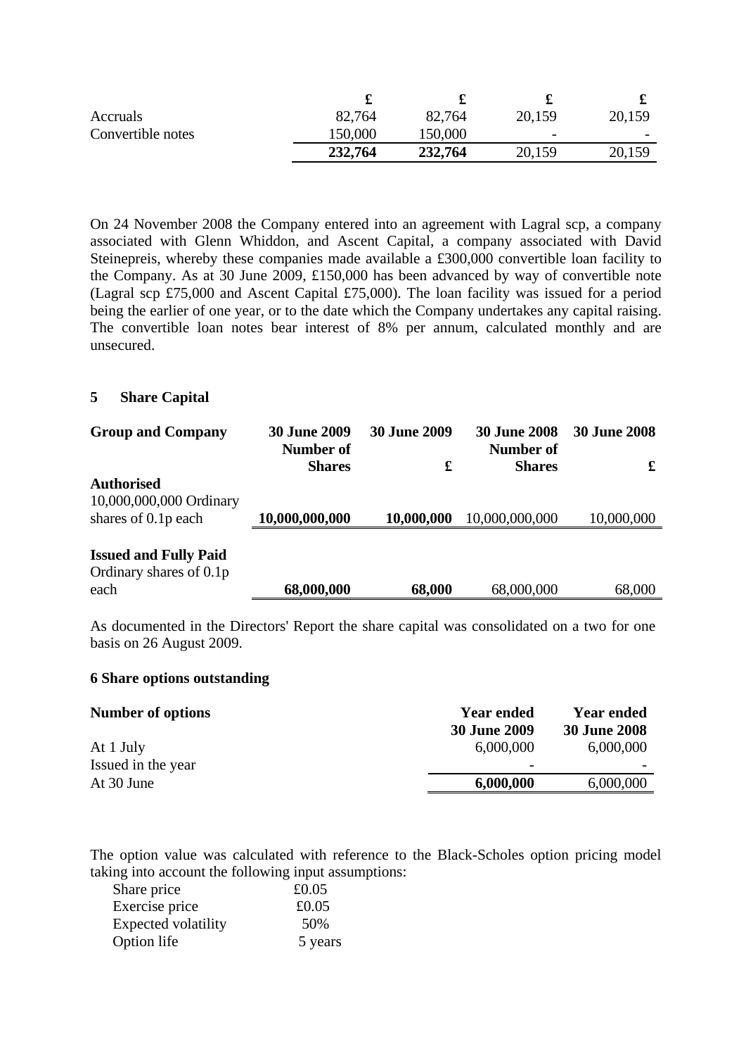| | £ | £ | £ | £ |
|---|---|---|---|---|
| Accruals | 82,764 | 82,764 | 20,159 | 20,159 |
| Convertible notes | 150,000 | 150,000 | - | - |
| | **232,764** | **232,764** | 20,159 | 20,159 |

On 24 November 2008 the Company entered into an agreement with Lagral scp, a company associated with Glenn Whiddon, and Ascent Capital, a company associated with David Steinepreis, whereby these companies made available a £300,000 convertible loan facility to the Company. As at 30 June 2009, £150,000 has been advanced by way of convertible note (Lagral scp £75,000 and Ascent Capital £75,000). The loan facility was issued for a period being the earlier of one year, or to the date which the Company undertakes any capital raising. The convertible loan notes bear interest of 8% per annum, calculated monthly and are unsecured.

## 5 Share Capital

| **Group and Company** | **30 June 2009 Number of Shares** | **30 June 2009 £** | **30 June 2008 Number of Shares** | **30 June 2008 £** |
|---|---|---|---|---|
| **Authorised** | | | | |
| 10,000,000,000 Ordinary shares of 0.1p each | **10,000,000,000** | **10,000,000** | 10,000,000,000 | 10,000,000 |
| **Issued and Fully Paid** | | | | |
| Ordinary shares of 0.1p each | **68,000,000** | **68,000** | 68,000,000 | 68,000 |

As documented in the Directors' Report the share capital was consolidated on a two for one basis on 26 August 2009.

## 6 Share options outstanding

| **Number of options** | **Year ended 30 June 2009** | **Year ended 30 June 2008** |
|---|---|---|
| At 1 July | 6,000,000 | 6,000,000 |
| Issued in the year | - | - |
| At 30 June | **6,000,000** | 6,000,000 |

The option value was calculated with reference to the Black-Scholes option pricing model taking into account the following input assumptions:

| | |
|---|---|
| Share price | £0.05 |
| Exercise price | £0.05 |
| Expected volatility | 50% |
| Option life | 5 years |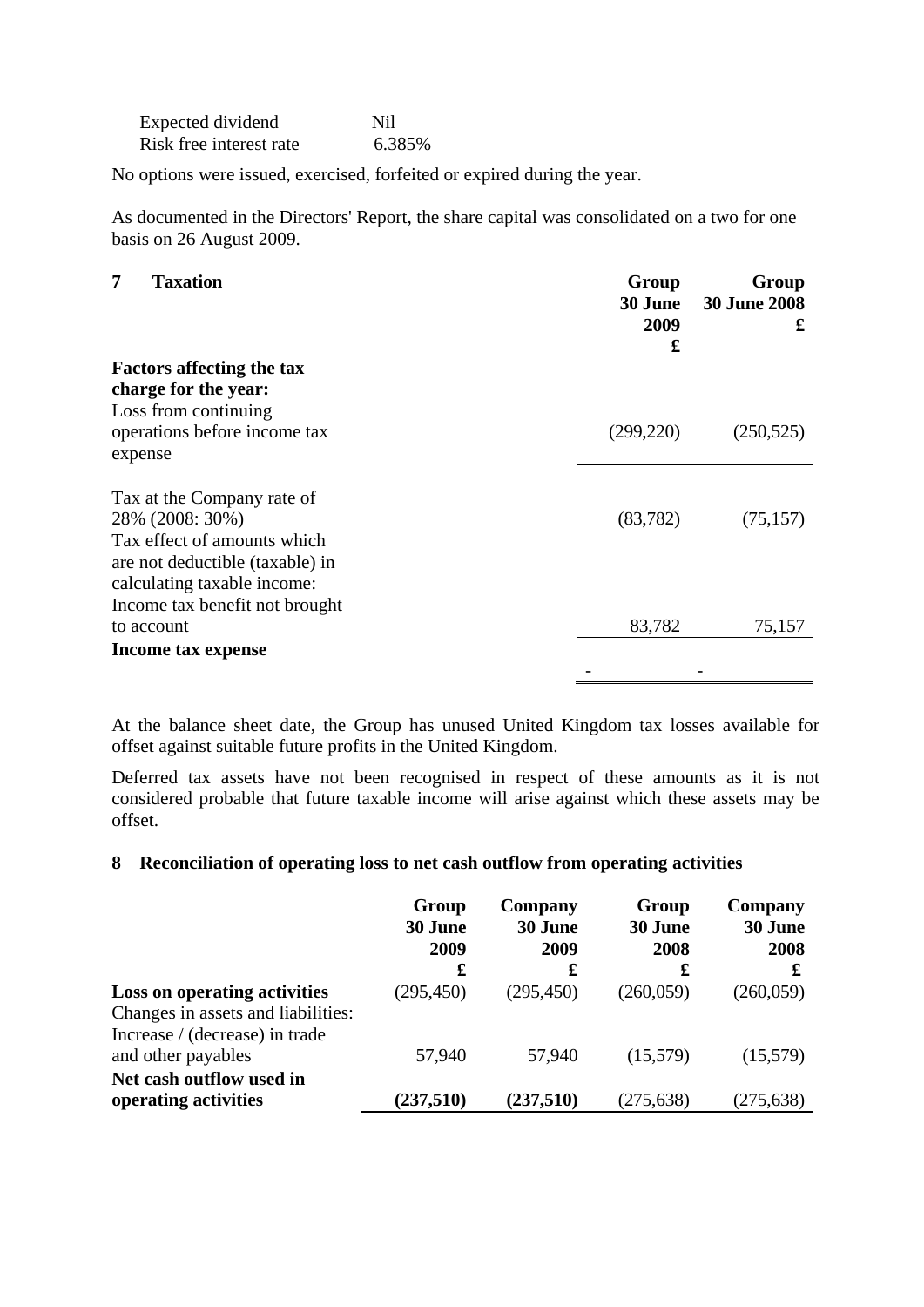| | |
|---|---|
| Expected dividend | Nil |
| Risk free interest rate | 6.385% |

No options were issued, exercised, forfeited or expired during the year.

As documented in the Directors' Report, the share capital was consolidated on a two for one basis on 26 August 2009.

## 7 Taxation

| | Group 30 June 2009 £ | Group 30 June 2008 £ |
|---|---|---|
| **Factors affecting the tax charge for the year:** | | |
| Loss from continuing operations before income tax expense | (299,220) | (250,525) |
| Tax at the Company rate of 28% (2008: 30%) | (83,782) | (75,157) |
| Tax effect of amounts which are not deductible (taxable) in calculating taxable income: | | |
| Income tax benefit not brought to account | 83,782 | 75,157 |
| **Income tax expense** | - | - |

At the balance sheet date, the Group has unused United Kingdom tax losses available for offset against suitable future profits in the United Kingdom.

Deferred tax assets have not been recognised in respect of these amounts as it is not considered probable that future taxable income will arise against which these assets may be offset.

## 8 Reconciliation of operating loss to net cash outflow from operating activities

| | Group 30 June 2009 £ | Company 30 June 2009 £ | Group 30 June 2008 £ | Company 30 June 2008 £ |
|---|---|---|---|---|
| **Loss on operating activities** | (295,450) | (295,450) | (260,059) | (260,059) |
| Changes in assets and liabilities: | | | | |
| Increase / (decrease) in trade and other payables | 57,940 | 57,940 | (15,579) | (15,579) |
| **Net cash outflow used in operating activities** | **(237,510)** | **(237,510)** | (275,638) | (275,638) |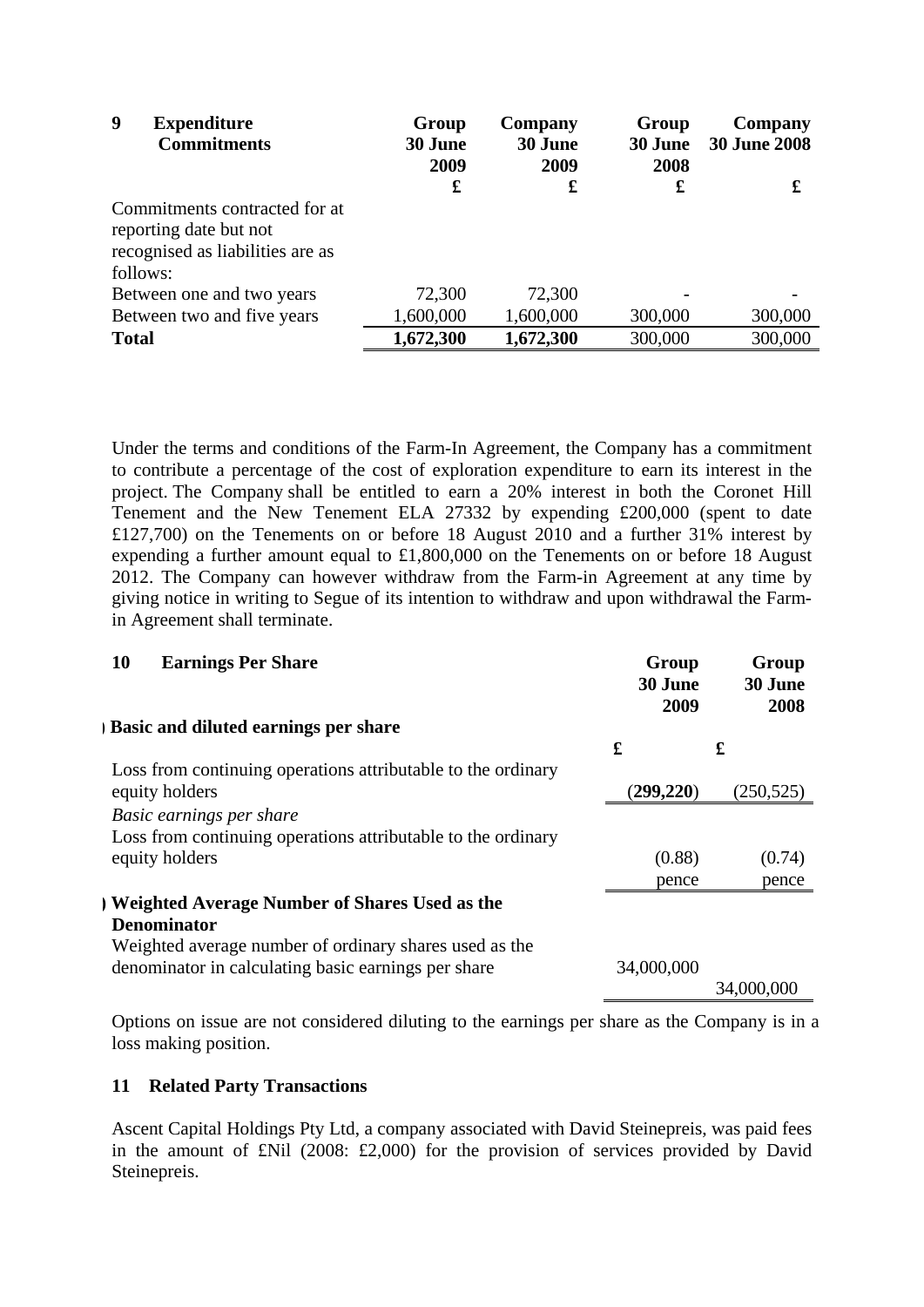| 9 Expenditure Commitments | Group 30 June 2009 | Company 30 June 2009 | Group 30 June 2008 | Company 30 June 2008 |
|---|---|---|---|---|
| | £ | £ | £ | £ |
| Commitments contracted for at reporting date but not recognised as liabilities are as follows: | | | | |
| Between one and two years | 72,300 | 72,300 | - | - |
| Between two and five years | 1,600,000 | 1,600,000 | 300,000 | 300,000 |
| **Total** | **1,672,300** | **1,672,300** | 300,000 | 300,000 |

Under the terms and conditions of the Farm-In Agreement, the Company has a commitment to contribute a percentage of the cost of exploration expenditure to earn its interest in the project. The Company shall be entitled to earn a 20% interest in both the Coronet Hill Tenement and the New Tenement ELA 27332 by expending £200,000 (spent to date £127,700) on the Tenements on or before 18 August 2010 and a further 31% interest by expending a further amount equal to £1,800,000 on the Tenements on or before 18 August 2012. The Company can however withdraw from the Farm-in Agreement at any time by giving notice in writing to Segue of its intention to withdraw and upon withdrawal the Farm-in Agreement shall terminate.

| 10 Earnings Per Share | Group 30 June 2009 | Group 30 June 2008 |
|---|---|---|
| **) Basic and diluted earnings per share** | | |
| | £ | £ |
| Loss from continuing operations attributable to the ordinary equity holders | (**299,220**) | (250,525) |
| *Basic earnings per share* | | |
| Loss from continuing operations attributable to the ordinary equity holders | (0.88) pence | (0.74) pence |
| **) Weighted Average Number of Shares Used as the Denominator** | | |
| Weighted average number of ordinary shares used as the denominator in calculating basic earnings per share | 34,000,000 | 34,000,000 |

Options on issue are not considered diluting to the earnings per share as the Company is in a loss making position.

**11 Related Party Transactions**

Ascent Capital Holdings Pty Ltd, a company associated with David Steinepreis, was paid fees in the amount of £Nil (2008: £2,000) for the provision of services provided by David Steinepreis.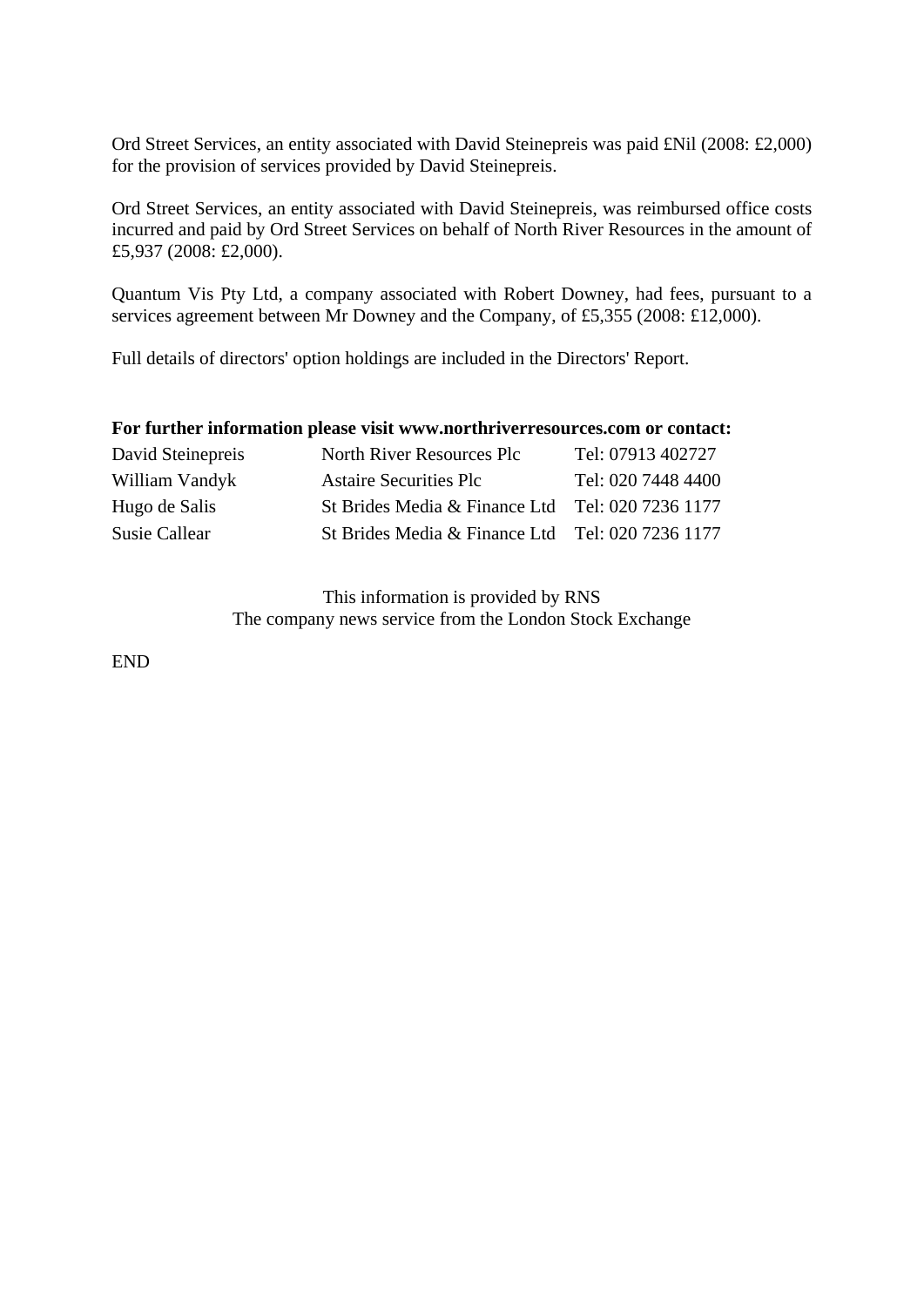Ord Street Services, an entity associated with David Steinepreis was paid £Nil (2008: £2,000) for the provision of services provided by David Steinepreis.

Ord Street Services, an entity associated with David Steinepreis, was reimbursed office costs incurred and paid by Ord Street Services on behalf of North River Resources in the amount of £5,937 (2008: £2,000).

Quantum Vis Pty Ltd, a company associated with Robert Downey, had fees, pursuant to a services agreement between Mr Downey and the Company, of £5,355 (2008: £12,000).

Full details of directors' option holdings are included in the Directors' Report.

**For further information please visit www.northriverresources.com or contact:**

| | | |
|---|---|---|
| David Steinepreis | North River Resources Plc | Tel: 07913 402727 |
| William Vandyk | Astaire Securities Plc | Tel: 020 7448 4400 |
| Hugo de Salis | St Brides Media & Finance Ltd | Tel: 020 7236 1177 |
| Susie Callear | St Brides Media & Finance Ltd | Tel: 020 7236 1177 |

This information is provided by RNS
The company news service from the London Stock Exchange

END